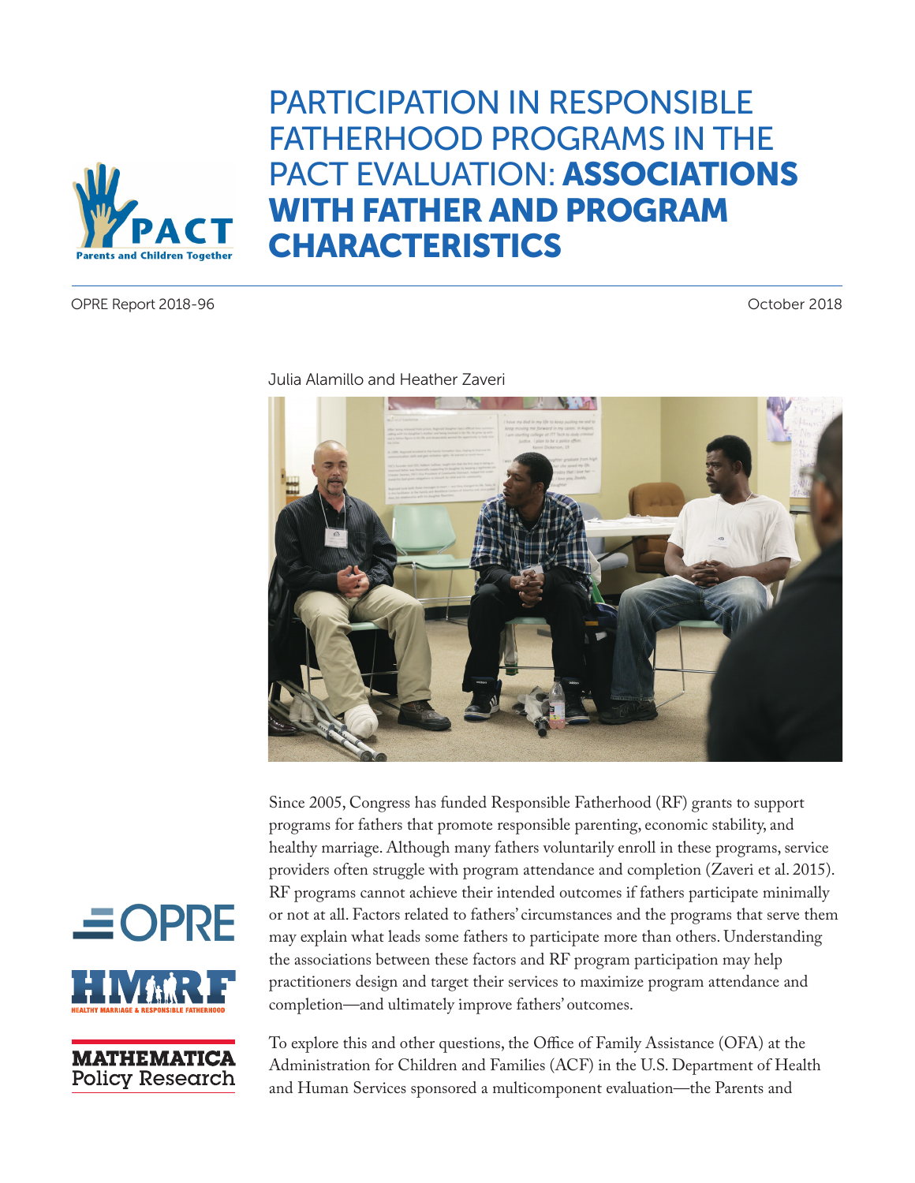# PARTICIPATION IN RESPONSIBLE FATHERHOOD PROGRAMS IN THE PACT EVALUATION: **ASSOCIATIONS WITH FATHER AND PROGRAM CHARACTERISTICS**

OPRE Report 2018-96

October 2018

Julia Alamillo and Heather Zaveri

Since 2005, Congress has funded Responsible Fatherhood (RF) grants to support programs for fathers that promote responsible parenting, economic stability, and healthy marriage. Although many fathers voluntarily enroll in these programs, service providers often struggle with program attendance and completion (Zaveri et al. 2015). RF programs cannot achieve their intended outcomes if fathers participate minimally or not at all. Factors related to fathers' circumstances and the programs that serve them may explain what leads some fathers to participate more than others. Understanding the associations between these factors and RF program participation may help practitioners design and target their services to maximize program attendance and completion—and ultimately improve fathers' outcomes.

To explore this and other questions, the Office of Family Assistance (OFA) at the Administration for Children and Families (ACF) in the U.S. Department of Health and Human Services sponsored a multicomponent evaluation—the Parents and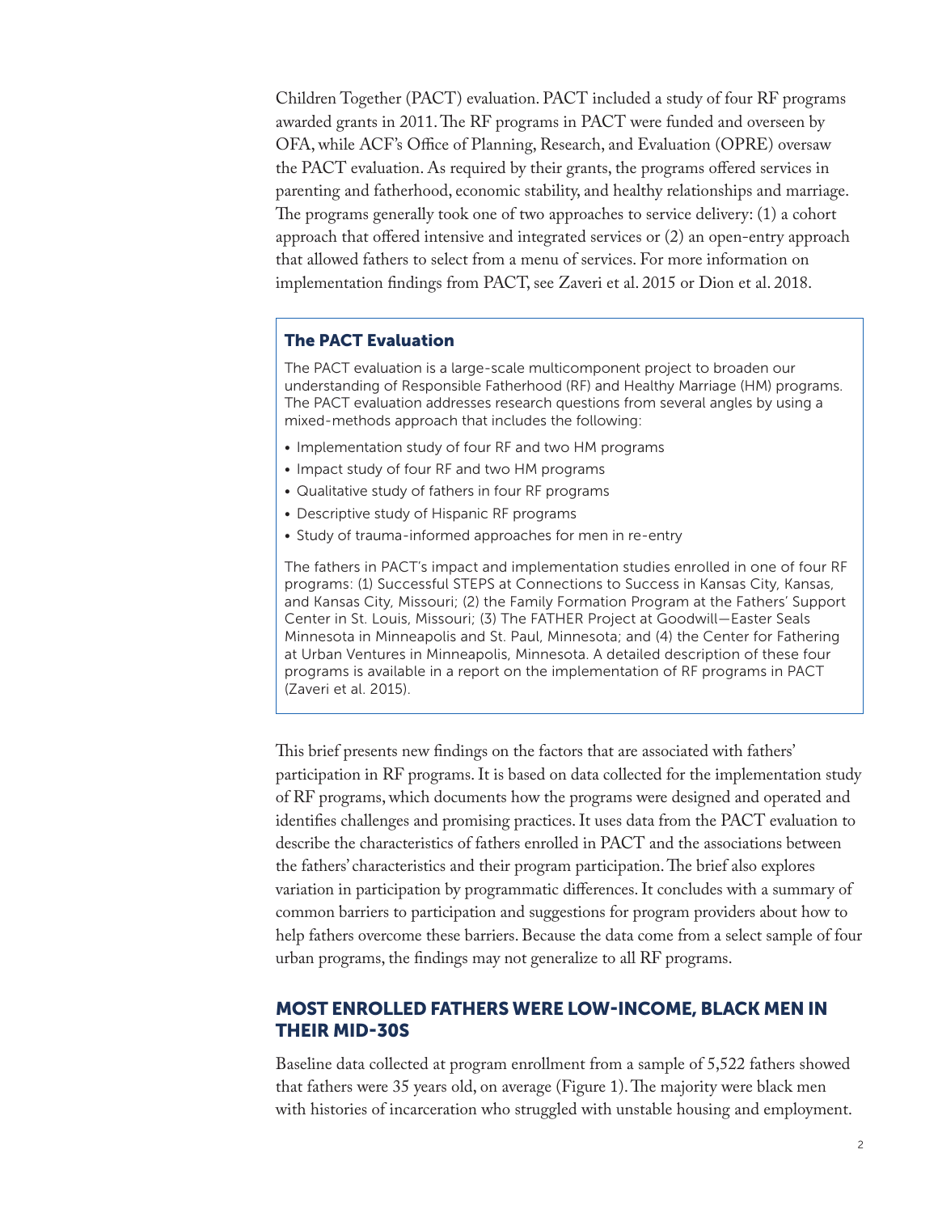Children Together (PACT) evaluation. PACT included a study of four RF programs awarded grants in 2011. The RF programs in PACT were funded and overseen by OFA, while ACF's Office of Planning, Research, and Evaluation (OPRE) oversaw the PACT evaluation. As required by their grants, the programs offered services in parenting and fatherhood, economic stability, and healthy relationships and marriage. The programs generally took one of two approaches to service delivery: (1) a cohort approach that offered intensive and integrated services or (2) an open-entry approach that allowed fathers to select from a menu of services. For more information on implementation findings from PACT, see Zaveri et al. 2015 or Dion et al. 2018.

### The PACT Evaluation

The PACT evaluation is a large-scale multicomponent project to broaden our understanding of Responsible Fatherhood (RF) and Healthy Marriage (HM) programs. The PACT evaluation addresses research questions from several angles by using a mixed-methods approach that includes the following:

- Implementation study of four RF and two HM programs
- Impact study of four RF and two HM programs
- Qualitative study of fathers in four RF programs
- Descriptive study of Hispanic RF programs
- Study of trauma-informed approaches for men in re-entry

The fathers in PACT's impact and implementation studies enrolled in one of four RF programs: (1) Successful STEPS at Connections to Success in Kansas City, Kansas, and Kansas City, Missouri; (2) the Family Formation Program at the Fathers' Support Center in St. Louis, Missouri; (3) The FATHER Project at Goodwill—Easter Seals Minnesota in Minneapolis and St. Paul, Minnesota; and (4) the Center for Fathering at Urban Ventures in Minneapolis, Minnesota. A detailed description of these four programs is available in a report on the implementation of RF programs in PACT (Zaveri et al. 2015).

This brief presents new findings on the factors that are associated with fathers' participation in RF programs. It is based on data collected for the implementation study of RF programs, which documents how the programs were designed and operated and identifies challenges and promising practices. It uses data from the PACT evaluation to describe the characteristics of fathers enrolled in PACT and the associations between the fathers' characteristics and their program participation. The brief also explores variation in participation by programmatic differences. It concludes with a summary of common barriers to participation and suggestions for program providers about how to help fathers overcome these barriers. Because the data come from a select sample of four urban programs, the findings may not generalize to all RF programs.

## MOST ENROLLED FATHERS WERE LOW-INCOME, BLACK MEN IN THEIR MID-30S

Baseline data collected at program enrollment from a sample of 5,522 fathers showed that fathers were 35 years old, on average (Figure 1). The majority were black men with histories of incarceration who struggled with unstable housing and employment.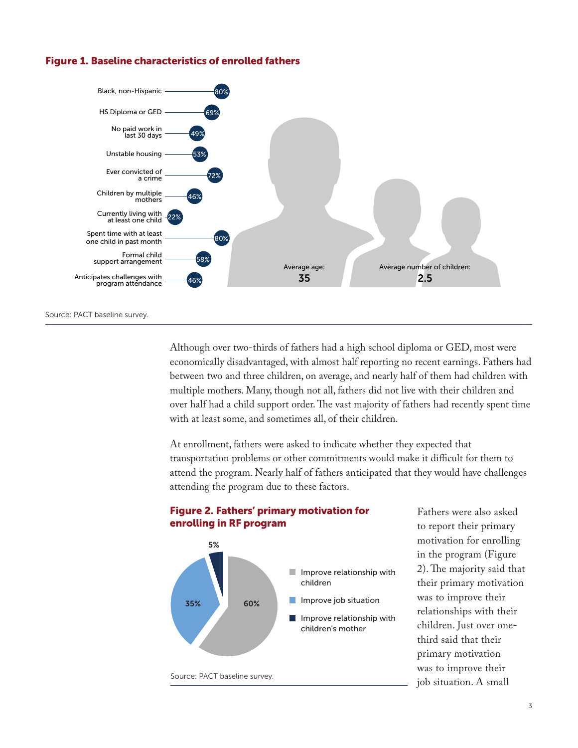**Figure 1. Baseline characteristics of enrolled fathers**

| Characteristic | Percent |
| --- | --- |
| Black, non-Hispanic | 80% |
| HS Diploma or GED | 69% |
| No paid work in last 30 days | 49% |
| Unstable housing | 53% |
| Ever convicted of a crime | 72% |
| Children by multiple mothers | 46% |
| Currently living with at least one child | 22% |
| Spent time with at least one child in past month | 80% |
| Formal child support arrangement | 58% |
| Anticipates challenges with program attendance | 46% |

Average age: **35**

Average number of children: **2.5**

Source: PACT baseline survey.

Although over two-thirds of fathers had a high school diploma or GED, most were economically disadvantaged, with almost half reporting no recent earnings. Fathers had between two and three children, on average, and nearly half of them had children with multiple mothers. Many, though not all, fathers did not live with their children and over half had a child support order. The vast majority of fathers had recently spent time with at least some, and sometimes all, of their children.

At enrollment, fathers were asked to indicate whether they expected that transportation problems or other commitments would make it difficult for them to attend the program. Nearly half of fathers anticipated that they would have challenges attending the program due to these factors.

**Figure 2. Fathers' primary motivation for enrolling in RF program**

| Motivation | Percent |
| --- | --- |
| Improve relationship with children | 60% |
| Improve job situation | 35% |
| Improve relationship with children's mother | 5% |

Source: PACT baseline survey.

Fathers were also asked to report their primary motivation for enrolling in the program (Figure 2). The majority said that their primary motivation was to improve their relationships with their children. Just over one-third said that their primary motivation was to improve their job situation. A small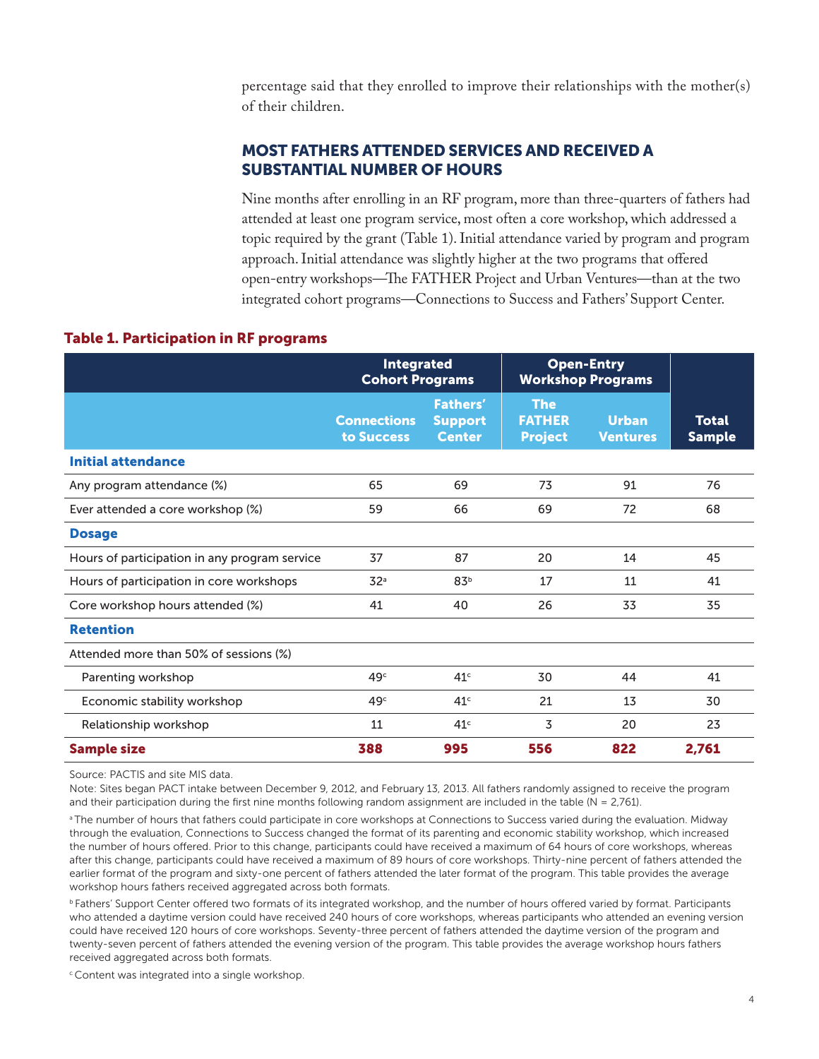percentage said that they enrolled to improve their relationships with the mother(s) of their children.

## MOST FATHERS ATTENDED SERVICES AND RECEIVED A SUBSTANTIAL NUMBER OF HOURS

Nine months after enrolling in an RF program, more than three-quarters of fathers had attended at least one program service, most often a core workshop, which addressed a topic required by the grant (Table 1). Initial attendance varied by program and program approach. Initial attendance was slightly higher at the two programs that offered open-entry workshops—The FATHER Project and Urban Ventures—than at the two integrated cohort programs—Connections to Success and Fathers' Support Center.

**Table 1. Participation in RF programs**

| | Integrated Cohort Programs | | Open-Entry Workshop Programs | | |
|---|---|---|---|---|---|
| | Connections to Success | Fathers' Support Center | The FATHER Project | Urban Ventures | Total Sample |
| **Initial attendance** | | | | | |
| Any program attendance (%) | 65 | 69 | 73 | 91 | 76 |
| Ever attended a core workshop (%) | 59 | 66 | 69 | 72 | 68 |
| **Dosage** | | | | | |
| Hours of participation in any program service | 37 | 87 | 20 | 14 | 45 |
| Hours of participation in core workshops | 32[a] | 83[b] | 17 | 11 | 41 |
| Core workshop hours attended (%) | 41 | 40 | 26 | 33 | 35 |
| **Retention** | | | | | |
| Attended more than 50% of sessions (%) | | | | | |
| Parenting workshop | 49[c] | 41[c] | 30 | 44 | 41 |
| Economic stability workshop | 49[c] | 41[c] | 21 | 13 | 30 |
| Relationship workshop | 11 | 41[c] | 3 | 20 | 23 |
| **Sample size** | **388** | **995** | **556** | **822** | **2,761** |

Source: PACTIS and site MIS data.

Note: Sites began PACT intake between December 9, 2012, and February 13, 2013. All fathers randomly assigned to receive the program and their participation during the first nine months following random assignment are included in the table (N = 2,761).

[a] The number of hours that fathers could participate in core workshops at Connections to Success varied during the evaluation. Midway through the evaluation, Connections to Success changed the format of its parenting and economic stability workshop, which increased the number of hours offered. Prior to this change, participants could have received a maximum of 64 hours of core workshops, whereas after this change, participants could have received a maximum of 89 hours of core workshops. Thirty-nine percent of fathers attended the earlier format of the program and sixty-one percent of fathers attended the later format of the program. This table provides the average workshop hours fathers received aggregated across both formats.

[b] Fathers' Support Center offered two formats of its integrated workshop, and the number of hours offered varied by format. Participants who attended a daytime version could have received 240 hours of core workshops, whereas participants who attended an evening version could have received 120 hours of core workshops. Seventy-three percent of fathers attended the daytime version of the program and twenty-seven percent of fathers attended the evening version of the program. This table provides the average workshop hours fathers received aggregated across both formats.

[c] Content was integrated into a single workshop.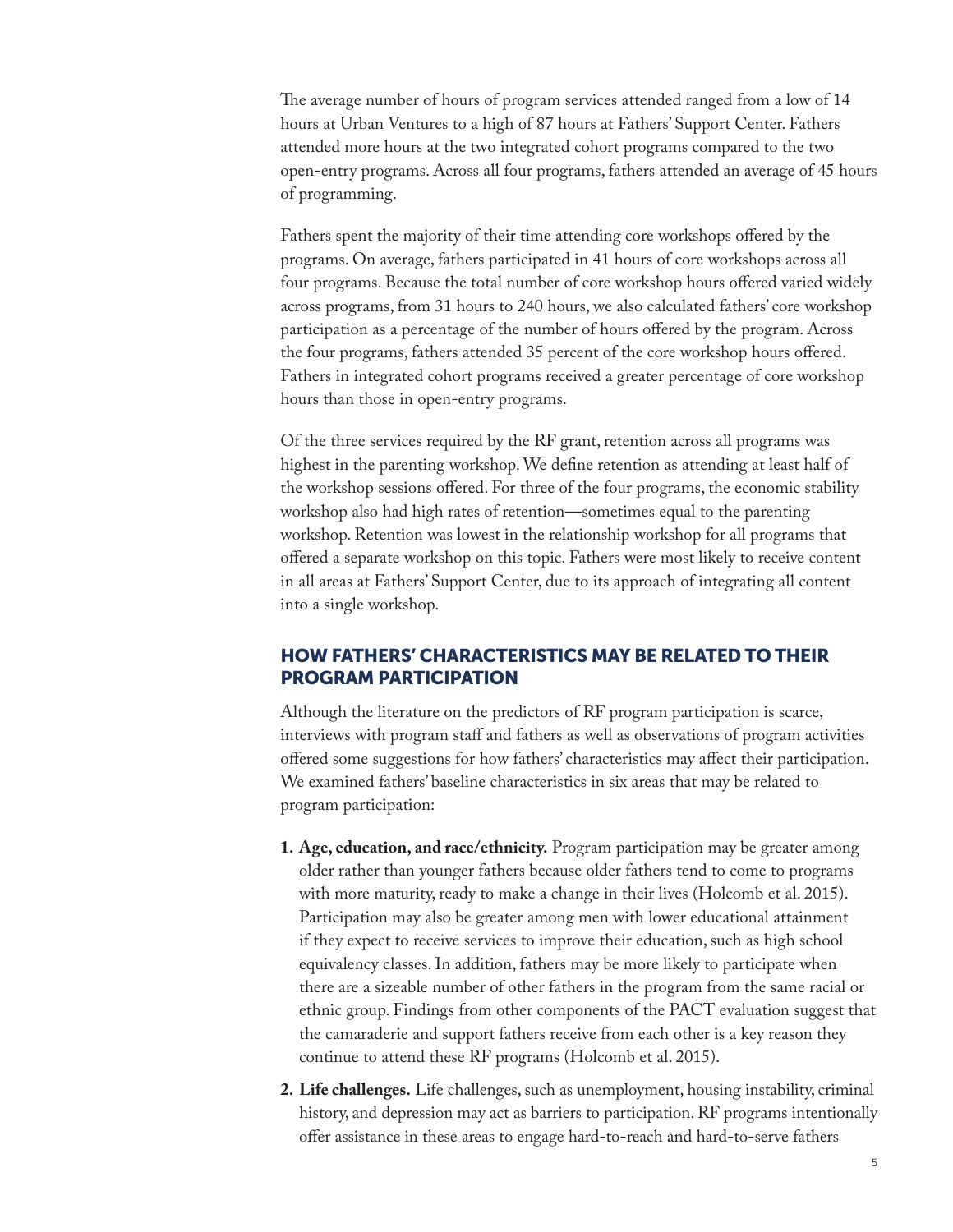The average number of hours of program services attended ranged from a low of 14 hours at Urban Ventures to a high of 87 hours at Fathers' Support Center. Fathers attended more hours at the two integrated cohort programs compared to the two open-entry programs. Across all four programs, fathers attended an average of 45 hours of programming.

Fathers spent the majority of their time attending core workshops offered by the programs. On average, fathers participated in 41 hours of core workshops across all four programs. Because the total number of core workshop hours offered varied widely across programs, from 31 hours to 240 hours, we also calculated fathers' core workshop participation as a percentage of the number of hours offered by the program. Across the four programs, fathers attended 35 percent of the core workshop hours offered. Fathers in integrated cohort programs received a greater percentage of core workshop hours than those in open-entry programs.

Of the three services required by the RF grant, retention across all programs was highest in the parenting workshop. We define retention as attending at least half of the workshop sessions offered. For three of the four programs, the economic stability workshop also had high rates of retention—sometimes equal to the parenting workshop. Retention was lowest in the relationship workshop for all programs that offered a separate workshop on this topic. Fathers were most likely to receive content in all areas at Fathers' Support Center, due to its approach of integrating all content into a single workshop.

## HOW FATHERS' CHARACTERISTICS MAY BE RELATED TO THEIR PROGRAM PARTICIPATION

Although the literature on the predictors of RF program participation is scarce, interviews with program staff and fathers as well as observations of program activities offered some suggestions for how fathers' characteristics may affect their participation. We examined fathers' baseline characteristics in six areas that may be related to program participation:

1. **Age, education, and race/ethnicity.** Program participation may be greater among older rather than younger fathers because older fathers tend to come to programs with more maturity, ready to make a change in their lives (Holcomb et al. 2015). Participation may also be greater among men with lower educational attainment if they expect to receive services to improve their education, such as high school equivalency classes. In addition, fathers may be more likely to participate when there are a sizeable number of other fathers in the program from the same racial or ethnic group. Findings from other components of the PACT evaluation suggest that the camaraderie and support fathers receive from each other is a key reason they continue to attend these RF programs (Holcomb et al. 2015).
2. **Life challenges.** Life challenges, such as unemployment, housing instability, criminal history, and depression may act as barriers to participation. RF programs intentionally offer assistance in these areas to engage hard-to-reach and hard-to-serve fathers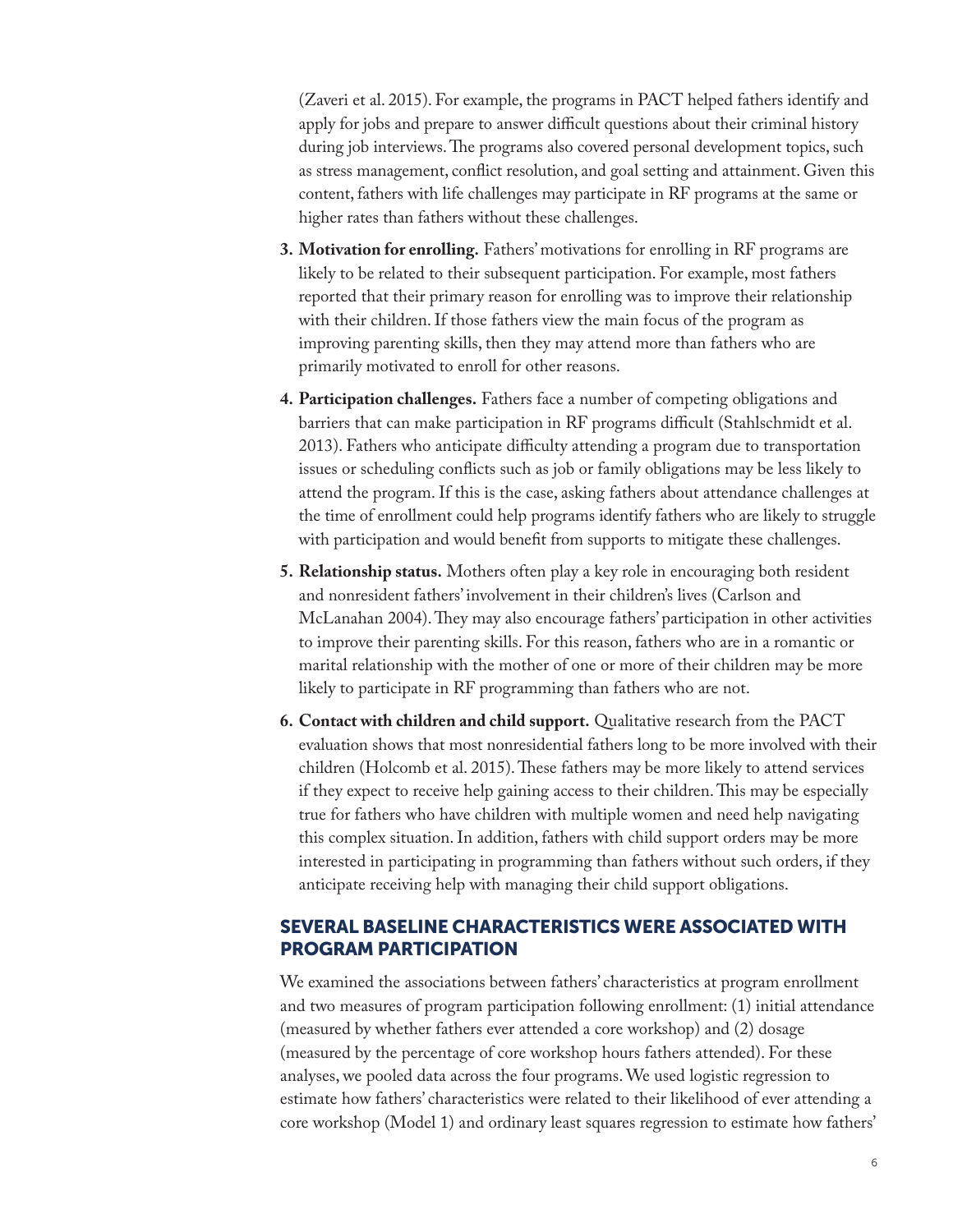(Zaveri et al. 2015). For example, the programs in PACT helped fathers identify and apply for jobs and prepare to answer difficult questions about their criminal history during job interviews. The programs also covered personal development topics, such as stress management, conflict resolution, and goal setting and attainment. Given this content, fathers with life challenges may participate in RF programs at the same or higher rates than fathers without these challenges.

3. **Motivation for enrolling.** Fathers' motivations for enrolling in RF programs are likely to be related to their subsequent participation. For example, most fathers reported that their primary reason for enrolling was to improve their relationship with their children. If those fathers view the main focus of the program as improving parenting skills, then they may attend more than fathers who are primarily motivated to enroll for other reasons.
4. **Participation challenges.** Fathers face a number of competing obligations and barriers that can make participation in RF programs difficult (Stahlschmidt et al. 2013). Fathers who anticipate difficulty attending a program due to transportation issues or scheduling conflicts such as job or family obligations may be less likely to attend the program. If this is the case, asking fathers about attendance challenges at the time of enrollment could help programs identify fathers who are likely to struggle with participation and would benefit from supports to mitigate these challenges.
5. **Relationship status.** Mothers often play a key role in encouraging both resident and nonresident fathers' involvement in their children's lives (Carlson and McLanahan 2004). They may also encourage fathers' participation in other activities to improve their parenting skills. For this reason, fathers who are in a romantic or marital relationship with the mother of one or more of their children may be more likely to participate in RF programming than fathers who are not.
6. **Contact with children and child support.** Qualitative research from the PACT evaluation shows that most nonresidential fathers long to be more involved with their children (Holcomb et al. 2015). These fathers may be more likely to attend services if they expect to receive help gaining access to their children. This may be especially true for fathers who have children with multiple women and need help navigating this complex situation. In addition, fathers with child support orders may be more interested in participating in programming than fathers without such orders, if they anticipate receiving help with managing their child support obligations.

## SEVERAL BASELINE CHARACTERISTICS WERE ASSOCIATED WITH PROGRAM PARTICIPATION

We examined the associations between fathers' characteristics at program enrollment and two measures of program participation following enrollment: (1) initial attendance (measured by whether fathers ever attended a core workshop) and (2) dosage (measured by the percentage of core workshop hours fathers attended). For these analyses, we pooled data across the four programs. We used logistic regression to estimate how fathers' characteristics were related to their likelihood of ever attending a core workshop (Model 1) and ordinary least squares regression to estimate how fathers'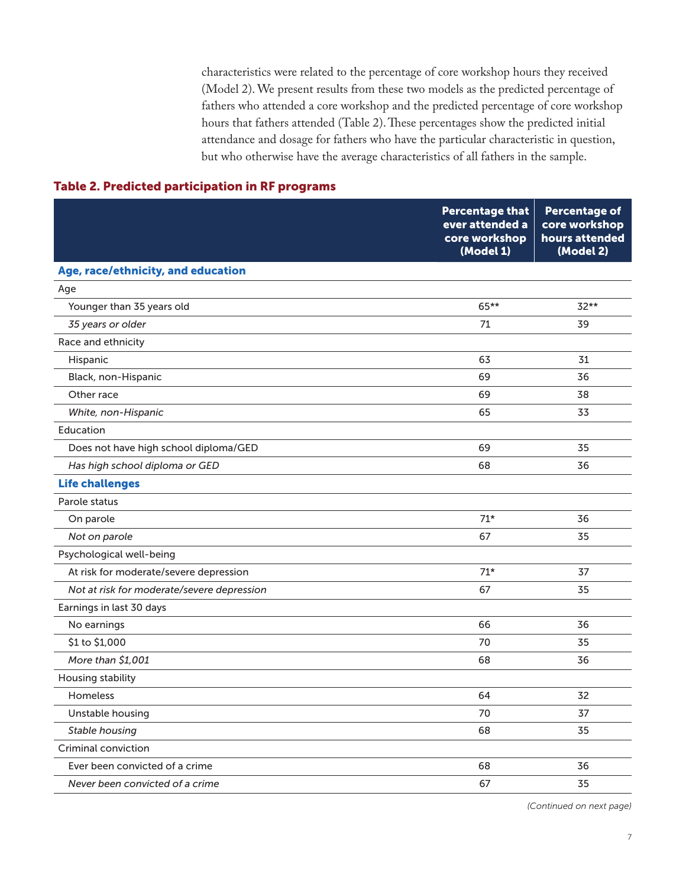characteristics were related to the percentage of core workshop hours they received (Model 2). We present results from these two models as the predicted percentage of fathers who attended a core workshop and the predicted percentage of core workshop hours that fathers attended (Table 2). These percentages show the predicted initial attendance and dosage for fathers who have the particular characteristic in question, but who otherwise have the average characteristics of all fathers in the sample.

**Table 2. Predicted participation in RF programs**

| | Percentage that ever attended a core workshop (Model 1) | Percentage of core workshop hours attended (Model 2) |
|---|---|---|
| **Age, race/ethnicity, and education** | | |
| Age | | |
| Younger than 35 years old | 65** | 32** |
| *35 years or older* | 71 | 39 |
| Race and ethnicity | | |
| Hispanic | 63 | 31 |
| Black, non-Hispanic | 69 | 36 |
| Other race | 69 | 38 |
| *White, non-Hispanic* | 65 | 33 |
| Education | | |
| Does not have high school diploma/GED | 69 | 35 |
| *Has high school diploma or GED* | 68 | 36 |
| **Life challenges** | | |
| Parole status | | |
| On parole | 71* | 36 |
| *Not on parole* | 67 | 35 |
| Psychological well-being | | |
| At risk for moderate/severe depression | 71* | 37 |
| *Not at risk for moderate/severe depression* | 67 | 35 |
| Earnings in last 30 days | | |
| No earnings | 66 | 36 |
| $1 to $1,000 | 70 | 35 |
| *More than $1,001* | 68 | 36 |
| Housing stability | | |
| Homeless | 64 | 32 |
| Unstable housing | 70 | 37 |
| *Stable housing* | 68 | 35 |
| Criminal conviction | | |
| Ever been convicted of a crime | 68 | 36 |
| *Never been convicted of a crime* | 67 | 35 |

*(Continued on next page)*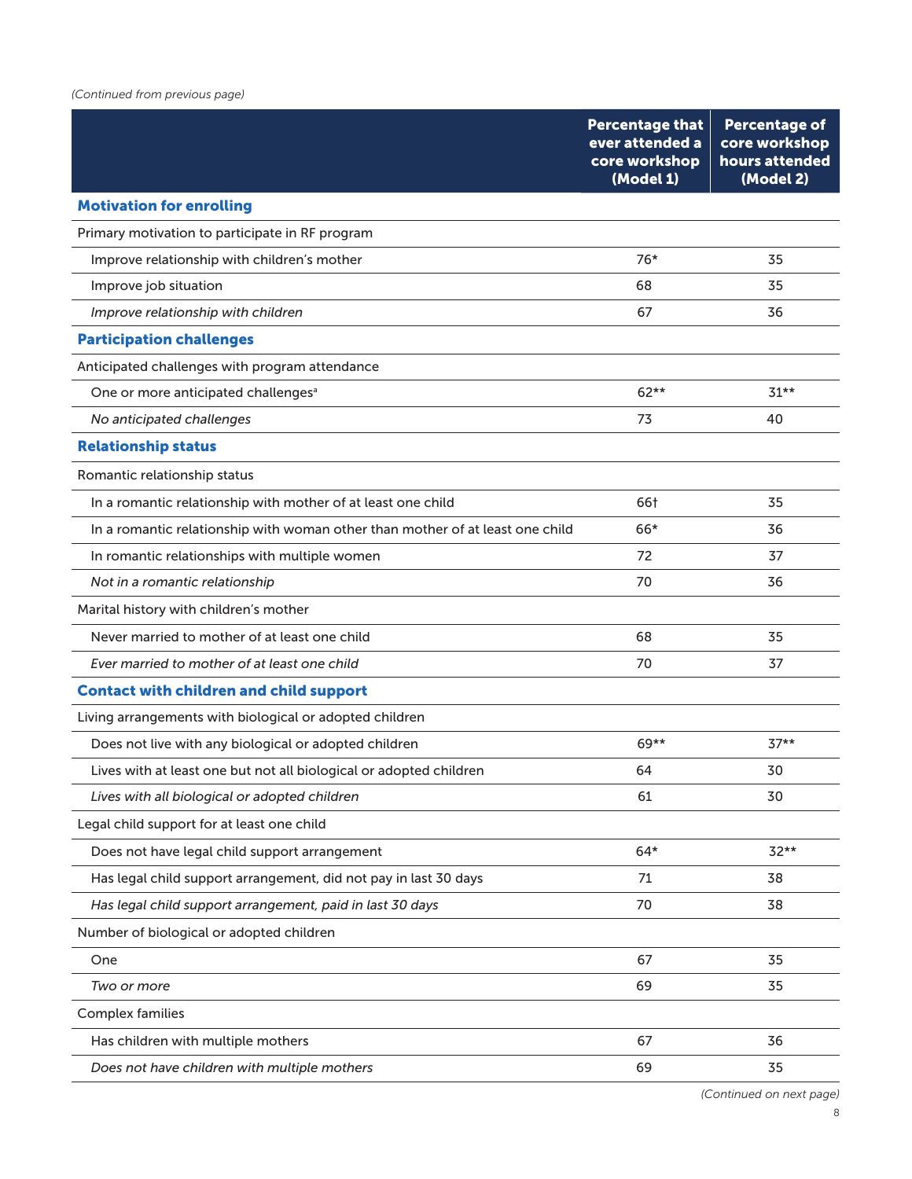*(Continued from previous page)*

| | Percentage that ever attended a core workshop (Model 1) | Percentage of core workshop hours attended (Model 2) |
|---|---|---|
| **Motivation for enrolling** | | |
| Primary motivation to participate in RF program | | |
| Improve relationship with children's mother | 76* | 35 |
| Improve job situation | 68 | 35 |
| *Improve relationship with children* | 67 | 36 |
| **Participation challenges** | | |
| Anticipated challenges with program attendance | | |
| One or more anticipated challenges[a] | 62** | 31** |
| *No anticipated challenges* | 73 | 40 |
| **Relationship status** | | |
| Romantic relationship status | | |
| In a romantic relationship with mother of at least one child | 66† | 35 |
| In a romantic relationship with woman other than mother of at least one child | 66* | 36 |
| In romantic relationships with multiple women | 72 | 37 |
| *Not in a romantic relationship* | 70 | 36 |
| Marital history with children's mother | | |
| Never married to mother of at least one child | 68 | 35 |
| *Ever married to mother of at least one child* | 70 | 37 |
| **Contact with children and child support** | | |
| Living arrangements with biological or adopted children | | |
| Does not live with any biological or adopted children | 69** | 37** |
| Lives with at least one but not all biological or adopted children | 64 | 30 |
| *Lives with all biological or adopted children* | 61 | 30 |
| Legal child support for at least one child | | |
| Does not have legal child support arrangement | 64* | 32** |
| Has legal child support arrangement, did not pay in last 30 days | 71 | 38 |
| *Has legal child support arrangement, paid in last 30 days* | 70 | 38 |
| Number of biological or adopted children | | |
| One | 67 | 35 |
| *Two or more* | 69 | 35 |
| Complex families | | |
| Has children with multiple mothers | 67 | 36 |
| *Does not have children with multiple mothers* | 69 | 35 |

*(Continued on next page)*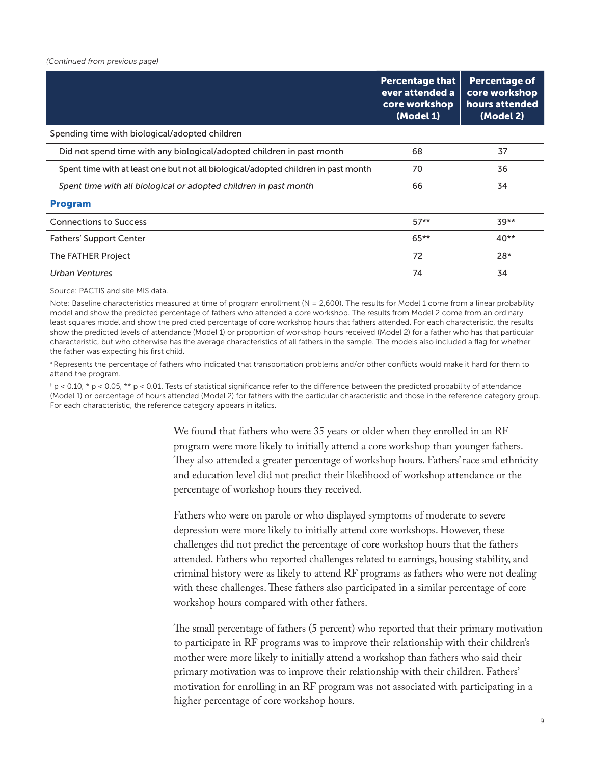*(Continued from previous page)*

| | Percentage that ever attended a core workshop (Model 1) | Percentage of core workshop hours attended (Model 2) |
|---|---|---|
| Spending time with biological/adopted children | | |
| Did not spend time with any biological/adopted children in past month | 68 | 37 |
| Spent time with at least one but not all biological/adopted children in past month | 70 | 36 |
| *Spent time with all biological or adopted children in past month* | 66 | 34 |
| **Program** | | |
| Connections to Success | 57** | 39** |
| Fathers' Support Center | 65** | 40** |
| The FATHER Project | 72 | 28* |
| *Urban Ventures* | 74 | 34 |

Source: PACTIS and site MIS data.

Note: Baseline characteristics measured at time of program enrollment (N = 2,600). The results for Model 1 come from a linear probability model and show the predicted percentage of fathers who attended a core workshop. The results from Model 2 come from an ordinary least squares model and show the predicted percentage of core workshop hours that fathers attended. For each characteristic, the results show the predicted levels of attendance (Model 1) or proportion of workshop hours received (Model 2) for a father who has that particular characteristic, but who otherwise has the average characteristics of all fathers in the sample. The models also included a flag for whether the father was expecting his first child.

[a] Represents the percentage of fathers who indicated that transportation problems and/or other conflicts would make it hard for them to attend the program.

† $p < 0.10$, * $p < 0.05$, ** $p < 0.01$. Tests of statistical significance refer to the difference between the predicted probability of attendance (Model 1) or percentage of hours attended (Model 2) for fathers with the particular characteristic and those in the reference category group. For each characteristic, the reference category appears in italics.

We found that fathers who were 35 years or older when they enrolled in an RF program were more likely to initially attend a core workshop than younger fathers. They also attended a greater percentage of workshop hours. Fathers' race and ethnicity and education level did not predict their likelihood of workshop attendance or the percentage of workshop hours they received.

Fathers who were on parole or who displayed symptoms of moderate to severe depression were more likely to initially attend core workshops. However, these challenges did not predict the percentage of core workshop hours that the fathers attended. Fathers who reported challenges related to earnings, housing stability, and criminal history were as likely to attend RF programs as fathers who were not dealing with these challenges. These fathers also participated in a similar percentage of core workshop hours compared with other fathers.

The small percentage of fathers (5 percent) who reported that their primary motivation to participate in RF programs was to improve their relationship with their children's mother were more likely to initially attend a workshop than fathers who said their primary motivation was to improve their relationship with their children. Fathers' motivation for enrolling in an RF program was not associated with participating in a higher percentage of core workshop hours.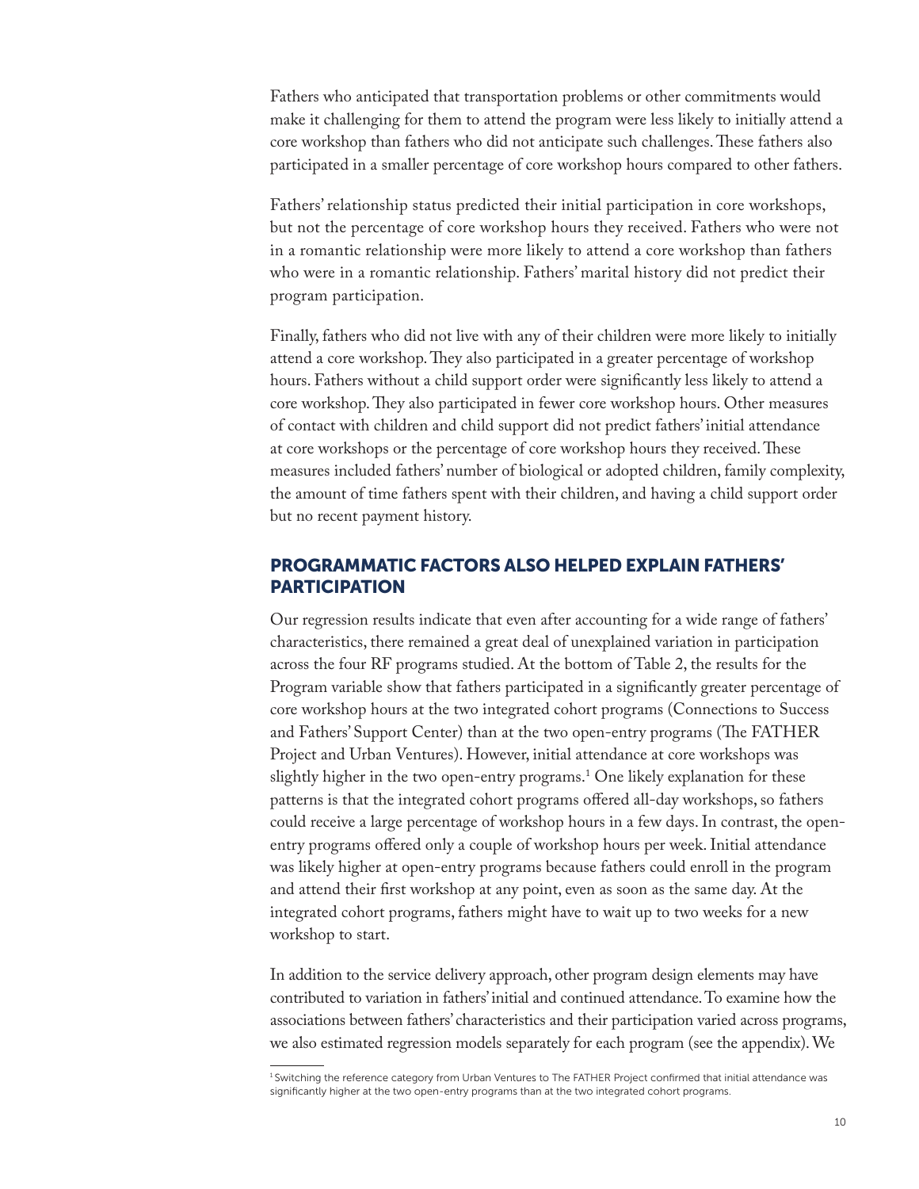Fathers who anticipated that transportation problems or other commitments would make it challenging for them to attend the program were less likely to initially attend a core workshop than fathers who did not anticipate such challenges. These fathers also participated in a smaller percentage of core workshop hours compared to other fathers.

Fathers' relationship status predicted their initial participation in core workshops, but not the percentage of core workshop hours they received. Fathers who were not in a romantic relationship were more likely to attend a core workshop than fathers who were in a romantic relationship. Fathers' marital history did not predict their program participation.

Finally, fathers who did not live with any of their children were more likely to initially attend a core workshop. They also participated in a greater percentage of workshop hours. Fathers without a child support order were significantly less likely to attend a core workshop. They also participated in fewer core workshop hours. Other measures of contact with children and child support did not predict fathers' initial attendance at core workshops or the percentage of core workshop hours they received. These measures included fathers' number of biological or adopted children, family complexity, the amount of time fathers spent with their children, and having a child support order but no recent payment history.

## PROGRAMMATIC FACTORS ALSO HELPED EXPLAIN FATHERS' PARTICIPATION

Our regression results indicate that even after accounting for a wide range of fathers' characteristics, there remained a great deal of unexplained variation in participation across the four RF programs studied. At the bottom of Table 2, the results for the Program variable show that fathers participated in a significantly greater percentage of core workshop hours at the two integrated cohort programs (Connections to Success and Fathers' Support Center) than at the two open-entry programs (The FATHER Project and Urban Ventures). However, initial attendance at core workshops was slightly higher in the two open-entry programs.[1] One likely explanation for these patterns is that the integrated cohort programs offered all-day workshops, so fathers could receive a large percentage of workshop hours in a few days. In contrast, the open-entry programs offered only a couple of workshop hours per week. Initial attendance was likely higher at open-entry programs because fathers could enroll in the program and attend their first workshop at any point, even as soon as the same day. At the integrated cohort programs, fathers might have to wait up to two weeks for a new workshop to start.

In addition to the service delivery approach, other program design elements may have contributed to variation in fathers' initial and continued attendance. To examine how the associations between fathers' characteristics and their participation varied across programs, we also estimated regression models separately for each program (see the appendix). We

---

[1] Switching the reference category from Urban Ventures to The FATHER Project confirmed that initial attendance was significantly higher at the two open-entry programs than at the two integrated cohort programs.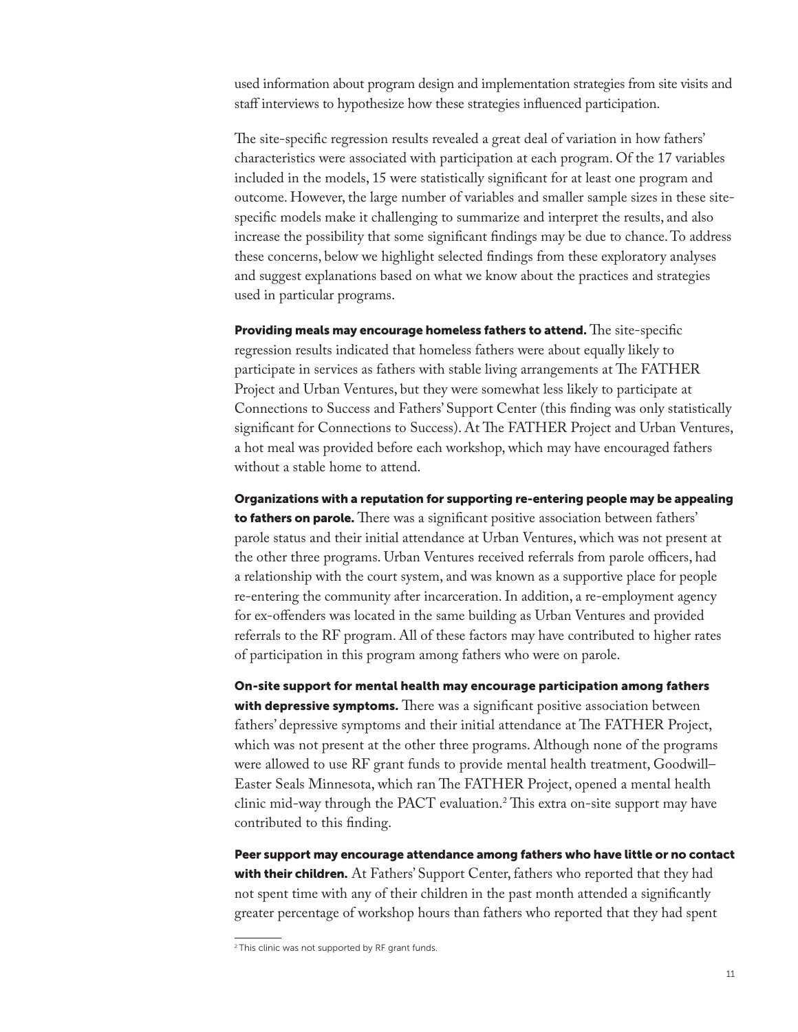used information about program design and implementation strategies from site visits and staff interviews to hypothesize how these strategies influenced participation.

The site-specific regression results revealed a great deal of variation in how fathers' characteristics were associated with participation at each program. Of the 17 variables included in the models, 15 were statistically significant for at least one program and outcome. However, the large number of variables and smaller sample sizes in these site-specific models make it challenging to summarize and interpret the results, and also increase the possibility that some significant findings may be due to chance. To address these concerns, below we highlight selected findings from these exploratory analyses and suggest explanations based on what we know about the practices and strategies used in particular programs.

**Providing meals may encourage homeless fathers to attend.** The site-specific regression results indicated that homeless fathers were about equally likely to participate in services as fathers with stable living arrangements at The FATHER Project and Urban Ventures, but they were somewhat less likely to participate at Connections to Success and Fathers' Support Center (this finding was only statistically significant for Connections to Success). At The FATHER Project and Urban Ventures, a hot meal was provided before each workshop, which may have encouraged fathers without a stable home to attend.

**Organizations with a reputation for supporting re-entering people may be appealing to fathers on parole.** There was a significant positive association between fathers' parole status and their initial attendance at Urban Ventures, which was not present at the other three programs. Urban Ventures received referrals from parole officers, had a relationship with the court system, and was known as a supportive place for people re-entering the community after incarceration. In addition, a re-employment agency for ex-offenders was located in the same building as Urban Ventures and provided referrals to the RF program. All of these factors may have contributed to higher rates of participation in this program among fathers who were on parole.

**On-site support for mental health may encourage participation among fathers with depressive symptoms.** There was a significant positive association between fathers' depressive symptoms and their initial attendance at The FATHER Project, which was not present at the other three programs. Although none of the programs were allowed to use RF grant funds to provide mental health treatment, Goodwill–Easter Seals Minnesota, which ran The FATHER Project, opened a mental health clinic mid-way through the PACT evaluation.[2] This extra on-site support may have contributed to this finding.

**Peer support may encourage attendance among fathers who have little or no contact with their children.** At Fathers' Support Center, fathers who reported that they had not spent time with any of their children in the past month attended a significantly greater percentage of workshop hours than fathers who reported that they had spent

[2] This clinic was not supported by RF grant funds.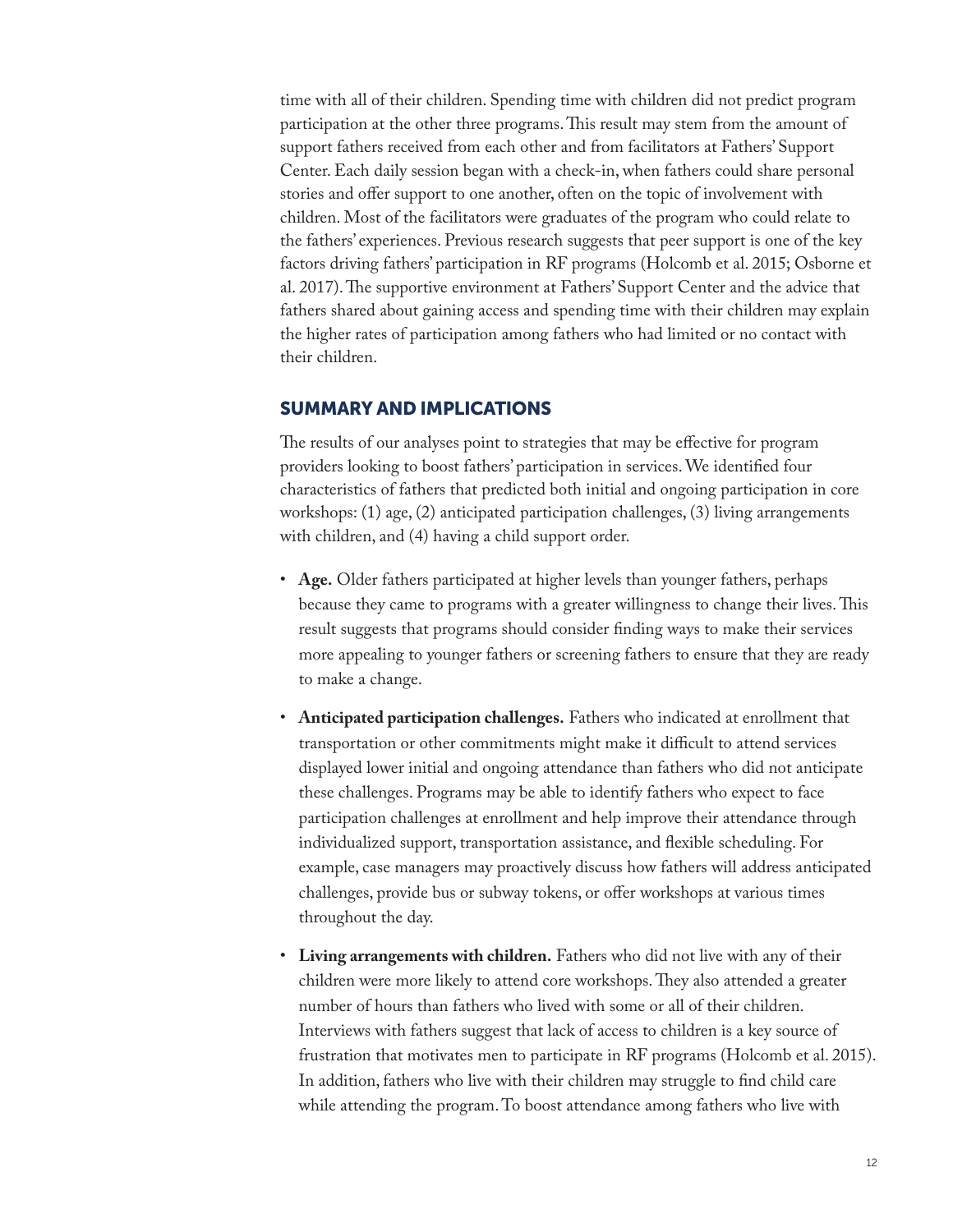time with all of their children. Spending time with children did not predict program participation at the other three programs. This result may stem from the amount of support fathers received from each other and from facilitators at Fathers' Support Center. Each daily session began with a check-in, when fathers could share personal stories and offer support to one another, often on the topic of involvement with children. Most of the facilitators were graduates of the program who could relate to the fathers' experiences. Previous research suggests that peer support is one of the key factors driving fathers' participation in RF programs (Holcomb et al. 2015; Osborne et al. 2017). The supportive environment at Fathers' Support Center and the advice that fathers shared about gaining access and spending time with their children may explain the higher rates of participation among fathers who had limited or no contact with their children.

## SUMMARY AND IMPLICATIONS

The results of our analyses point to strategies that may be effective for program providers looking to boost fathers' participation in services. We identified four characteristics of fathers that predicted both initial and ongoing participation in core workshops: (1) age, (2) anticipated participation challenges, (3) living arrangements with children, and (4) having a child support order.

- **Age.** Older fathers participated at higher levels than younger fathers, perhaps because they came to programs with a greater willingness to change their lives. This result suggests that programs should consider finding ways to make their services more appealing to younger fathers or screening fathers to ensure that they are ready to make a change.
- **Anticipated participation challenges.** Fathers who indicated at enrollment that transportation or other commitments might make it difficult to attend services displayed lower initial and ongoing attendance than fathers who did not anticipate these challenges. Programs may be able to identify fathers who expect to face participation challenges at enrollment and help improve their attendance through individualized support, transportation assistance, and flexible scheduling. For example, case managers may proactively discuss how fathers will address anticipated challenges, provide bus or subway tokens, or offer workshops at various times throughout the day.
- **Living arrangements with children.** Fathers who did not live with any of their children were more likely to attend core workshops. They also attended a greater number of hours than fathers who lived with some or all of their children. Interviews with fathers suggest that lack of access to children is a key source of frustration that motivates men to participate in RF programs (Holcomb et al. 2015). In addition, fathers who live with their children may struggle to find child care while attending the program. To boost attendance among fathers who live with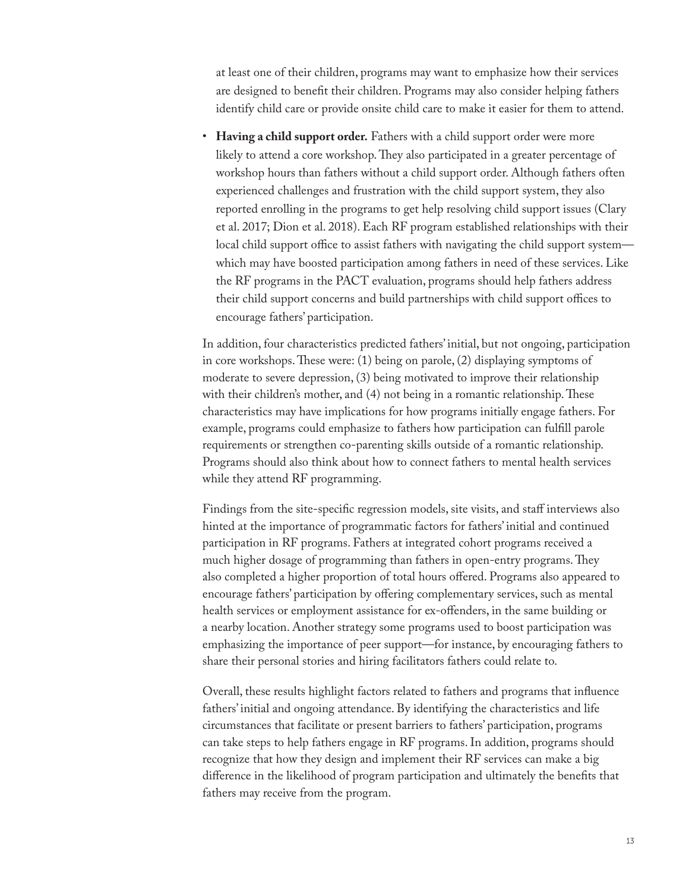at least one of their children, programs may want to emphasize how their services are designed to benefit their children. Programs may also consider helping fathers identify child care or provide onsite child care to make it easier for them to attend.

- **Having a child support order.** Fathers with a child support order were more likely to attend a core workshop. They also participated in a greater percentage of workshop hours than fathers without a child support order. Although fathers often experienced challenges and frustration with the child support system, they also reported enrolling in the programs to get help resolving child support issues (Clary et al. 2017; Dion et al. 2018). Each RF program established relationships with their local child support office to assist fathers with navigating the child support system—which may have boosted participation among fathers in need of these services. Like the RF programs in the PACT evaluation, programs should help fathers address their child support concerns and build partnerships with child support offices to encourage fathers' participation.

In addition, four characteristics predicted fathers' initial, but not ongoing, participation in core workshops. These were: (1) being on parole, (2) displaying symptoms of moderate to severe depression, (3) being motivated to improve their relationship with their children's mother, and (4) not being in a romantic relationship. These characteristics may have implications for how programs initially engage fathers. For example, programs could emphasize to fathers how participation can fulfill parole requirements or strengthen co-parenting skills outside of a romantic relationship. Programs should also think about how to connect fathers to mental health services while they attend RF programming.

Findings from the site-specific regression models, site visits, and staff interviews also hinted at the importance of programmatic factors for fathers' initial and continued participation in RF programs. Fathers at integrated cohort programs received a much higher dosage of programming than fathers in open-entry programs. They also completed a higher proportion of total hours offered. Programs also appeared to encourage fathers' participation by offering complementary services, such as mental health services or employment assistance for ex-offenders, in the same building or a nearby location. Another strategy some programs used to boost participation was emphasizing the importance of peer support—for instance, by encouraging fathers to share their personal stories and hiring facilitators fathers could relate to.

Overall, these results highlight factors related to fathers and programs that influence fathers' initial and ongoing attendance. By identifying the characteristics and life circumstances that facilitate or present barriers to fathers' participation, programs can take steps to help fathers engage in RF programs. In addition, programs should recognize that how they design and implement their RF services can make a big difference in the likelihood of program participation and ultimately the benefits that fathers may receive from the program.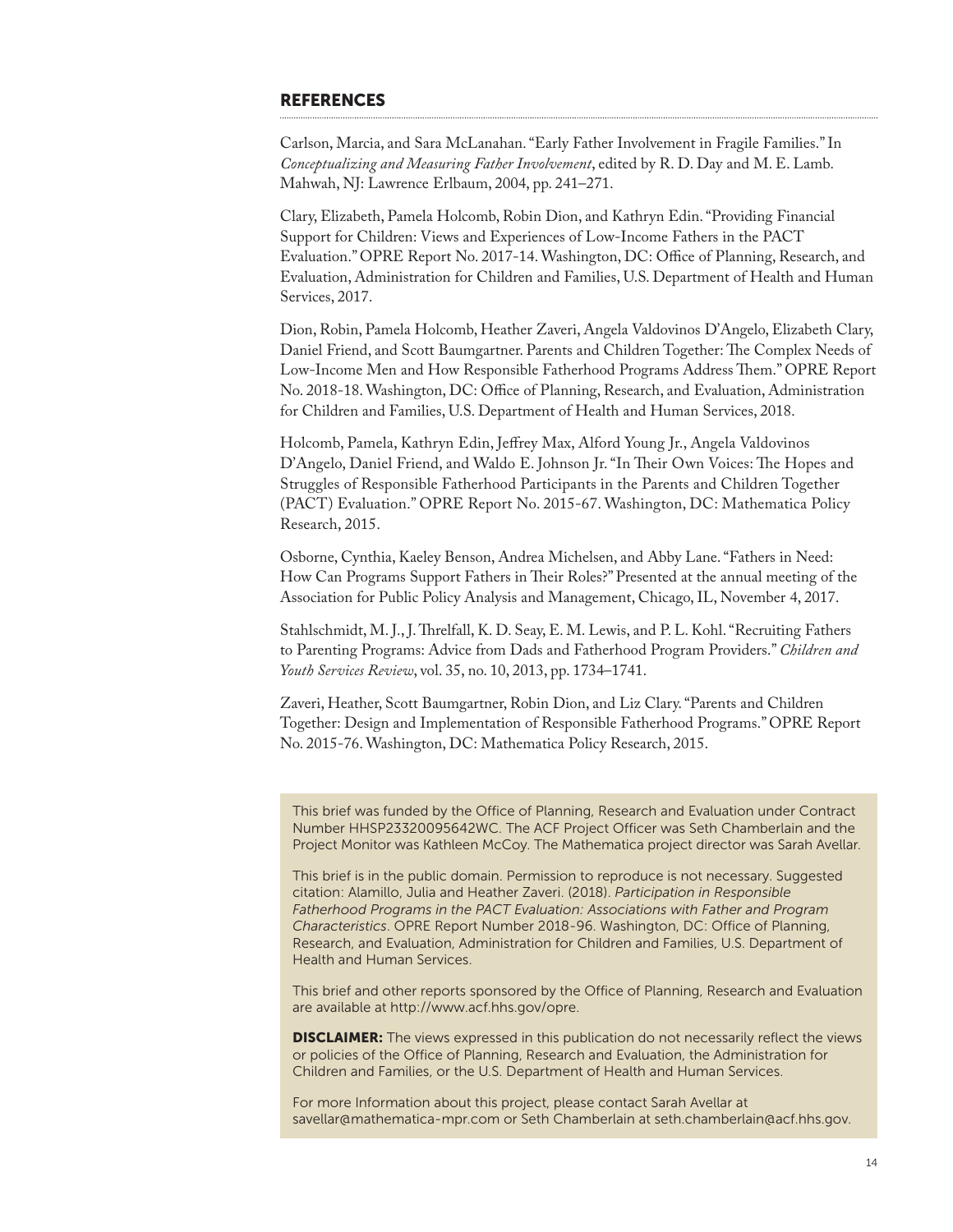## REFERENCES

Carlson, Marcia, and Sara McLanahan. "Early Father Involvement in Fragile Families." In *Conceptualizing and Measuring Father Involvement*, edited by R. D. Day and M. E. Lamb. Mahwah, NJ: Lawrence Erlbaum, 2004, pp. 241–271.

Clary, Elizabeth, Pamela Holcomb, Robin Dion, and Kathryn Edin. "Providing Financial Support for Children: Views and Experiences of Low-Income Fathers in the PACT Evaluation." OPRE Report No. 2017-14. Washington, DC: Office of Planning, Research, and Evaluation, Administration for Children and Families, U.S. Department of Health and Human Services, 2017.

Dion, Robin, Pamela Holcomb, Heather Zaveri, Angela Valdovinos D'Angelo, Elizabeth Clary, Daniel Friend, and Scott Baumgartner. Parents and Children Together: The Complex Needs of Low-Income Men and How Responsible Fatherhood Programs Address Them." OPRE Report No. 2018-18. Washington, DC: Office of Planning, Research, and Evaluation, Administration for Children and Families, U.S. Department of Health and Human Services, 2018.

Holcomb, Pamela, Kathryn Edin, Jeffrey Max, Alford Young Jr., Angela Valdovinos D'Angelo, Daniel Friend, and Waldo E. Johnson Jr. "In Their Own Voices: The Hopes and Struggles of Responsible Fatherhood Participants in the Parents and Children Together (PACT) Evaluation." OPRE Report No. 2015-67. Washington, DC: Mathematica Policy Research, 2015.

Osborne, Cynthia, Kaeley Benson, Andrea Michelsen, and Abby Lane. "Fathers in Need: How Can Programs Support Fathers in Their Roles?" Presented at the annual meeting of the Association for Public Policy Analysis and Management, Chicago, IL, November 4, 2017.

Stahlschmidt, M. J., J. Threlfall, K. D. Seay, E. M. Lewis, and P. L. Kohl. "Recruiting Fathers to Parenting Programs: Advice from Dads and Fatherhood Program Providers." *Children and Youth Services Review*, vol. 35, no. 10, 2013, pp. 1734–1741.

Zaveri, Heather, Scott Baumgartner, Robin Dion, and Liz Clary. "Parents and Children Together: Design and Implementation of Responsible Fatherhood Programs." OPRE Report No. 2015-76. Washington, DC: Mathematica Policy Research, 2015.

This brief was funded by the Office of Planning, Research and Evaluation under Contract Number HHSP23320095642WC. The ACF Project Officer was Seth Chamberlain and the Project Monitor was Kathleen McCoy. The Mathematica project director was Sarah Avellar.

This brief is in the public domain. Permission to reproduce is not necessary. Suggested citation: Alamillo, Julia and Heather Zaveri. (2018). *Participation in Responsible Fatherhood Programs in the PACT Evaluation: Associations with Father and Program Characteristics*. OPRE Report Number 2018-96. Washington, DC: Office of Planning, Research, and Evaluation, Administration for Children and Families, U.S. Department of Health and Human Services.

This brief and other reports sponsored by the Office of Planning, Research and Evaluation are available at http://www.acf.hhs.gov/opre.

**DISCLAIMER:** The views expressed in this publication do not necessarily reflect the views or policies of the Office of Planning, Research and Evaluation, the Administration for Children and Families, or the U.S. Department of Health and Human Services.

For more Information about this project, please contact Sarah Avellar at savellar@mathematica-mpr.com or Seth Chamberlain at seth.chamberlain@acf.hhs.gov.